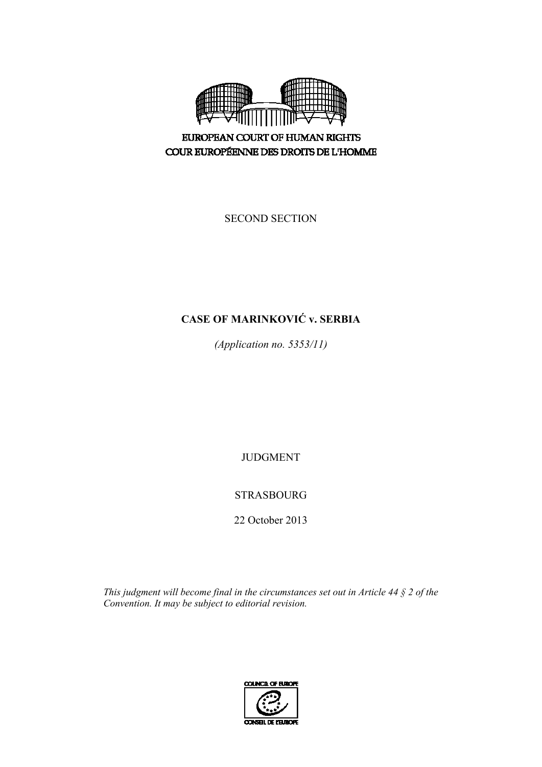EUROPEAN COURT OF HUMAN RIGHTS
COUR EUROPÉENNE DES DROITS DE L'HOMME

SECOND SECTION

**CASE OF MARINKOVIĆ v. SERBIA**

*(Application no. 5353/11)*

JUDGMENT

STRASBOURG

22 October 2013

*This judgment will become final in the circumstances set out in Article 44 § 2 of the Convention. It may be subject to editorial revision.*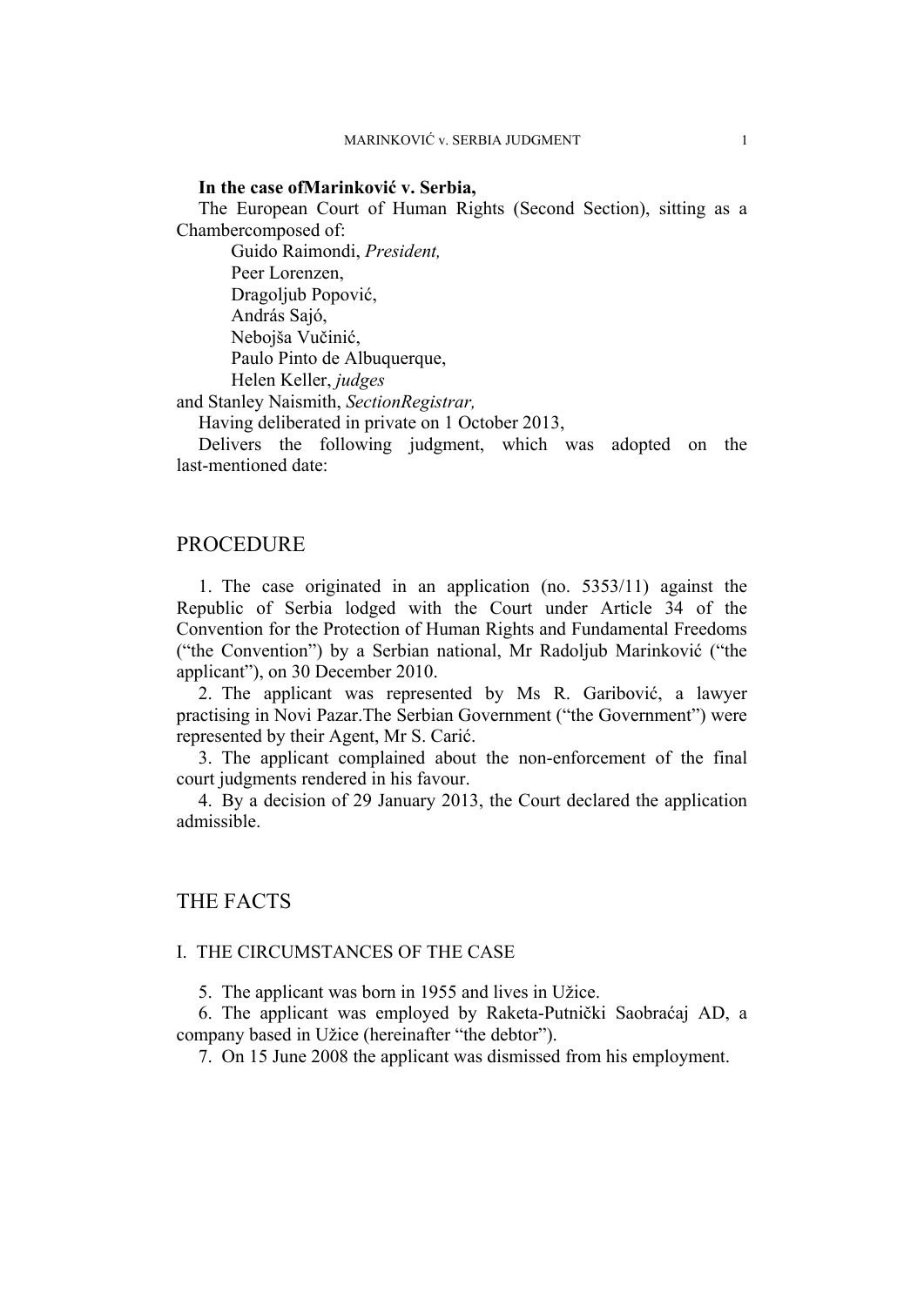**In the case ofMarinković v. Serbia,**

The European Court of Human Rights (Second Section), sitting as a Chambercomposed of:

Guido Raimondi, *President,*
Peer Lorenzen,
Dragoljub Popović,
András Sajó,
Nebojša Vučinić,
Paulo Pinto de Albuquerque,
Helen Keller, *judges*
and Stanley Naismith, *SectionRegistrar,*

Having deliberated in private on 1 October 2013,

Delivers the following judgment, which was adopted on the last-mentioned date:

# PROCEDURE

1. The case originated in an application (no. 5353/11) against the Republic of Serbia lodged with the Court under Article 34 of the Convention for the Protection of Human Rights and Fundamental Freedoms ("the Convention") by a Serbian national, Mr Radoljub Marinković ("the applicant"), on 30 December 2010.

2. The applicant was represented by Ms R. Garibović, a lawyer practising in Novi Pazar.The Serbian Government ("the Government") were represented by their Agent, Mr S. Carić.

3. The applicant complained about the non-enforcement of the final court judgments rendered in his favour.

4. By a decision of 29 January 2013, the Court declared the application admissible.

# THE FACTS

## I. THE CIRCUMSTANCES OF THE CASE

5. The applicant was born in 1955 and lives in Užice.

6. The applicant was employed by Raketa-Putnički Saobraćaj AD, a company based in Užice (hereinafter "the debtor").

7. On 15 June 2008 the applicant was dismissed from his employment.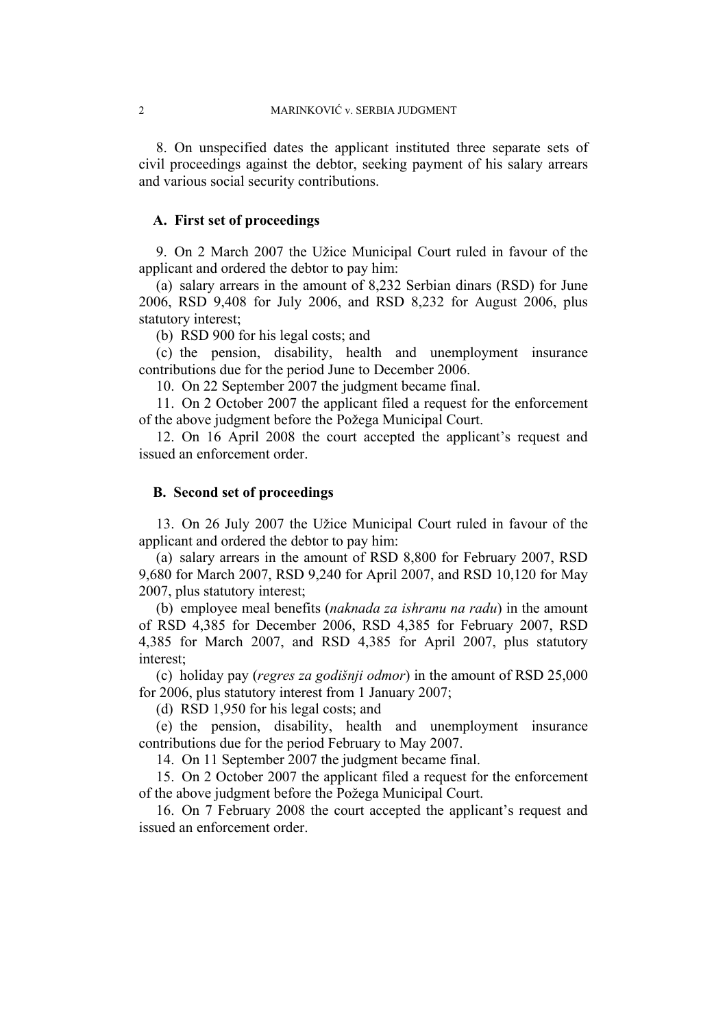8. On unspecified dates the applicant instituted three separate sets of civil proceedings against the debtor, seeking payment of his salary arrears and various social security contributions.

## A. First set of proceedings

9. On 2 March 2007 the Užice Municipal Court ruled in favour of the applicant and ordered the debtor to pay him:

(a) salary arrears in the amount of 8,232 Serbian dinars (RSD) for June 2006, RSD 9,408 for July 2006, and RSD 8,232 for August 2006, plus statutory interest;

(b) RSD 900 for his legal costs; and

(c) the pension, disability, health and unemployment insurance contributions due for the period June to December 2006.

10. On 22 September 2007 the judgment became final.

11. On 2 October 2007 the applicant filed a request for the enforcement of the above judgment before the Požega Municipal Court.

12. On 16 April 2008 the court accepted the applicant's request and issued an enforcement order.

## B. Second set of proceedings

13. On 26 July 2007 the Užice Municipal Court ruled in favour of the applicant and ordered the debtor to pay him:

(a) salary arrears in the amount of RSD 8,800 for February 2007, RSD 9,680 for March 2007, RSD 9,240 for April 2007, and RSD 10,120 for May 2007, plus statutory interest;

(b) employee meal benefits (*naknada za ishranu na radu*) in the amount of RSD 4,385 for December 2006, RSD 4,385 for February 2007, RSD 4,385 for March 2007, and RSD 4,385 for April 2007, plus statutory interest;

(c) holiday pay (*regres za godišnji odmor*) in the amount of RSD 25,000 for 2006, plus statutory interest from 1 January 2007;

(d) RSD 1,950 for his legal costs; and

(e) the pension, disability, health and unemployment insurance contributions due for the period February to May 2007.

14. On 11 September 2007 the judgment became final.

15. On 2 October 2007 the applicant filed a request for the enforcement of the above judgment before the Požega Municipal Court.

16. On 7 February 2008 the court accepted the applicant's request and issued an enforcement order.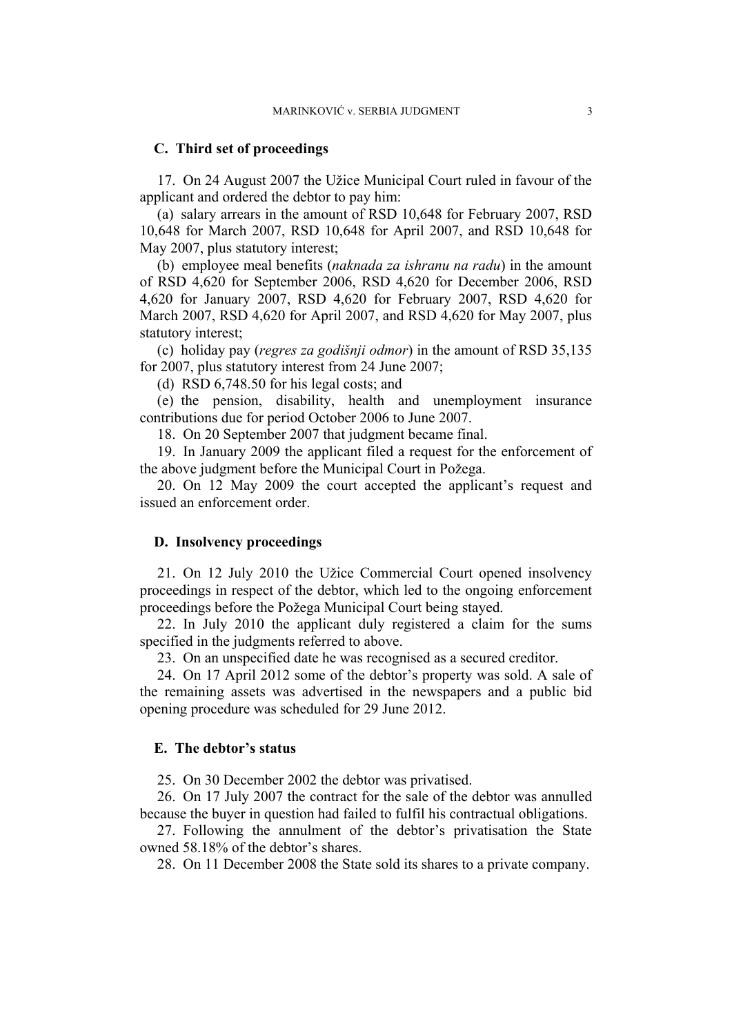### C. Third set of proceedings

17. On 24 August 2007 the Užice Municipal Court ruled in favour of the applicant and ordered the debtor to pay him:

(a) salary arrears in the amount of RSD 10,648 for February 2007, RSD 10,648 for March 2007, RSD 10,648 for April 2007, and RSD 10,648 for May 2007, plus statutory interest;

(b) employee meal benefits (*naknada za ishranu na radu*) in the amount of RSD 4,620 for September 2006, RSD 4,620 for December 2006, RSD 4,620 for January 2007, RSD 4,620 for February 2007, RSD 4,620 for March 2007, RSD 4,620 for April 2007, and RSD 4,620 for May 2007, plus statutory interest;

(c) holiday pay (*regres za godišnji odmor*) in the amount of RSD 35,135 for 2007, plus statutory interest from 24 June 2007;

(d) RSD 6,748.50 for his legal costs; and

(e) the pension, disability, health and unemployment insurance contributions due for period October 2006 to June 2007.

18. On 20 September 2007 that judgment became final.

19. In January 2009 the applicant filed a request for the enforcement of the above judgment before the Municipal Court in Požega.

20. On 12 May 2009 the court accepted the applicant's request and issued an enforcement order.

### D. Insolvency proceedings

21. On 12 July 2010 the Užice Commercial Court opened insolvency proceedings in respect of the debtor, which led to the ongoing enforcement proceedings before the Požega Municipal Court being stayed.

22. In July 2010 the applicant duly registered a claim for the sums specified in the judgments referred to above.

23. On an unspecified date he was recognised as a secured creditor.

24. On 17 April 2012 some of the debtor's property was sold. A sale of the remaining assets was advertised in the newspapers and a public bid opening procedure was scheduled for 29 June 2012.

### E. The debtor's status

25. On 30 December 2002 the debtor was privatised.

26. On 17 July 2007 the contract for the sale of the debtor was annulled because the buyer in question had failed to fulfil his contractual obligations.

27. Following the annulment of the debtor's privatisation the State owned 58.18% of the debtor's shares.

28. On 11 December 2008 the State sold its shares to a private company.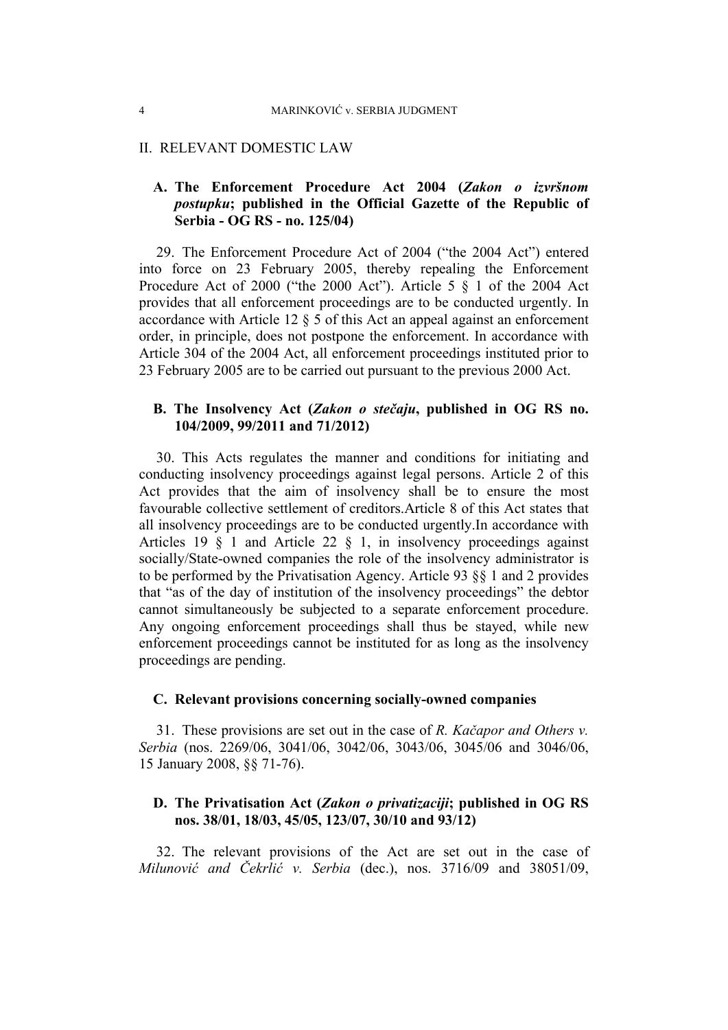## II. RELEVANT DOMESTIC LAW

### A. The Enforcement Procedure Act 2004 (*Zakon o izvršnom postupku*; published in the Official Gazette of the Republic of Serbia - OG RS - no. 125/04)

29. The Enforcement Procedure Act of 2004 ("the 2004 Act") entered into force on 23 February 2005, thereby repealing the Enforcement Procedure Act of 2000 ("the 2000 Act"). Article 5 § 1 of the 2004 Act provides that all enforcement proceedings are to be conducted urgently. In accordance with Article 12 § 5 of this Act an appeal against an enforcement order, in principle, does not postpone the enforcement. In accordance with Article 304 of the 2004 Act, all enforcement proceedings instituted prior to 23 February 2005 are to be carried out pursuant to the previous 2000 Act.

### B. The Insolvency Act (*Zakon o stečaju*, published in OG RS no. 104/2009, 99/2011 and 71/2012)

30. This Acts regulates the manner and conditions for initiating and conducting insolvency proceedings against legal persons. Article 2 of this Act provides that the aim of insolvency shall be to ensure the most favourable collective settlement of creditors.Article 8 of this Act states that all insolvency proceedings are to be conducted urgently.In accordance with Articles 19 § 1 and Article 22 § 1, in insolvency proceedings against socially/State-owned companies the role of the insolvency administrator is to be performed by the Privatisation Agency. Article 93 §§ 1 and 2 provides that "as of the day of institution of the insolvency proceedings" the debtor cannot simultaneously be subjected to a separate enforcement procedure. Any ongoing enforcement proceedings shall thus be stayed, while new enforcement proceedings cannot be instituted for as long as the insolvency proceedings are pending.

### C. Relevant provisions concerning socially-owned companies

31. These provisions are set out in the case of *R. Kačapor and Others v. Serbia* (nos. 2269/06, 3041/06, 3042/06, 3043/06, 3045/06 and 3046/06, 15 January 2008, §§ 71-76).

### D. The Privatisation Act (*Zakon o privatizaciji*; published in OG RS nos. 38/01, 18/03, 45/05, 123/07, 30/10 and 93/12)

32. The relevant provisions of the Act are set out in the case of *Milunović and Čekrlić v. Serbia* (dec.), nos. 3716/09 and 38051/09,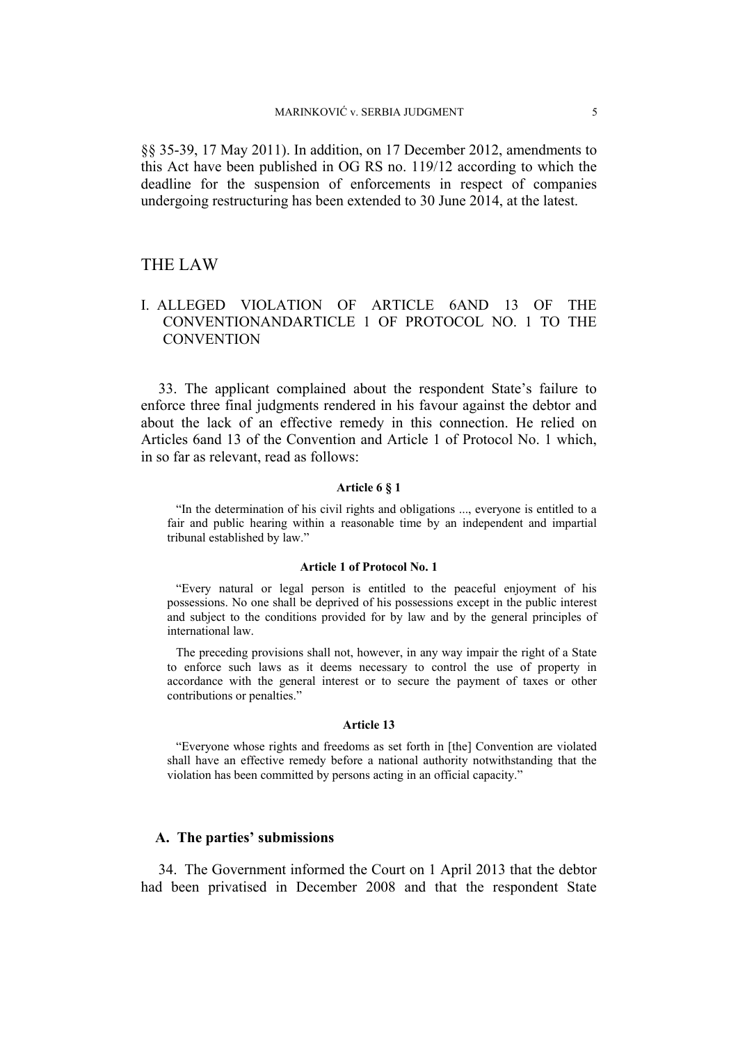§§ 35-39, 17 May 2011). In addition, on 17 December 2012, amendments to this Act have been published in OG RS no. 119/12 according to which the deadline for the suspension of enforcements in respect of companies undergoing restructuring has been extended to 30 June 2014, at the latest.

# THE LAW

## I. ALLEGED VIOLATION OF ARTICLE 6AND 13 OF THE CONVENTIONANDARTICLE 1 OF PROTOCOL NO. 1 TO THE CONVENTION

33. The applicant complained about the respondent State's failure to enforce three final judgments rendered in his favour against the debtor and about the lack of an effective remedy in this connection. He relied on Articles 6and 13 of the Convention and Article 1 of Protocol No. 1 which, in so far as relevant, read as follows:

**Article 6 § 1**

"In the determination of his civil rights and obligations ..., everyone is entitled to a fair and public hearing within a reasonable time by an independent and impartial tribunal established by law."

**Article 1 of Protocol No. 1**

"Every natural or legal person is entitled to the peaceful enjoyment of his possessions. No one shall be deprived of his possessions except in the public interest and subject to the conditions provided for by law and by the general principles of international law.

The preceding provisions shall not, however, in any way impair the right of a State to enforce such laws as it deems necessary to control the use of property in accordance with the general interest or to secure the payment of taxes or other contributions or penalties."

**Article 13**

"Everyone whose rights and freedoms as set forth in [the] Convention are violated shall have an effective remedy before a national authority notwithstanding that the violation has been committed by persons acting in an official capacity."

### A. The parties' submissions

34. The Government informed the Court on 1 April 2013 that the debtor had been privatised in December 2008 and that the respondent State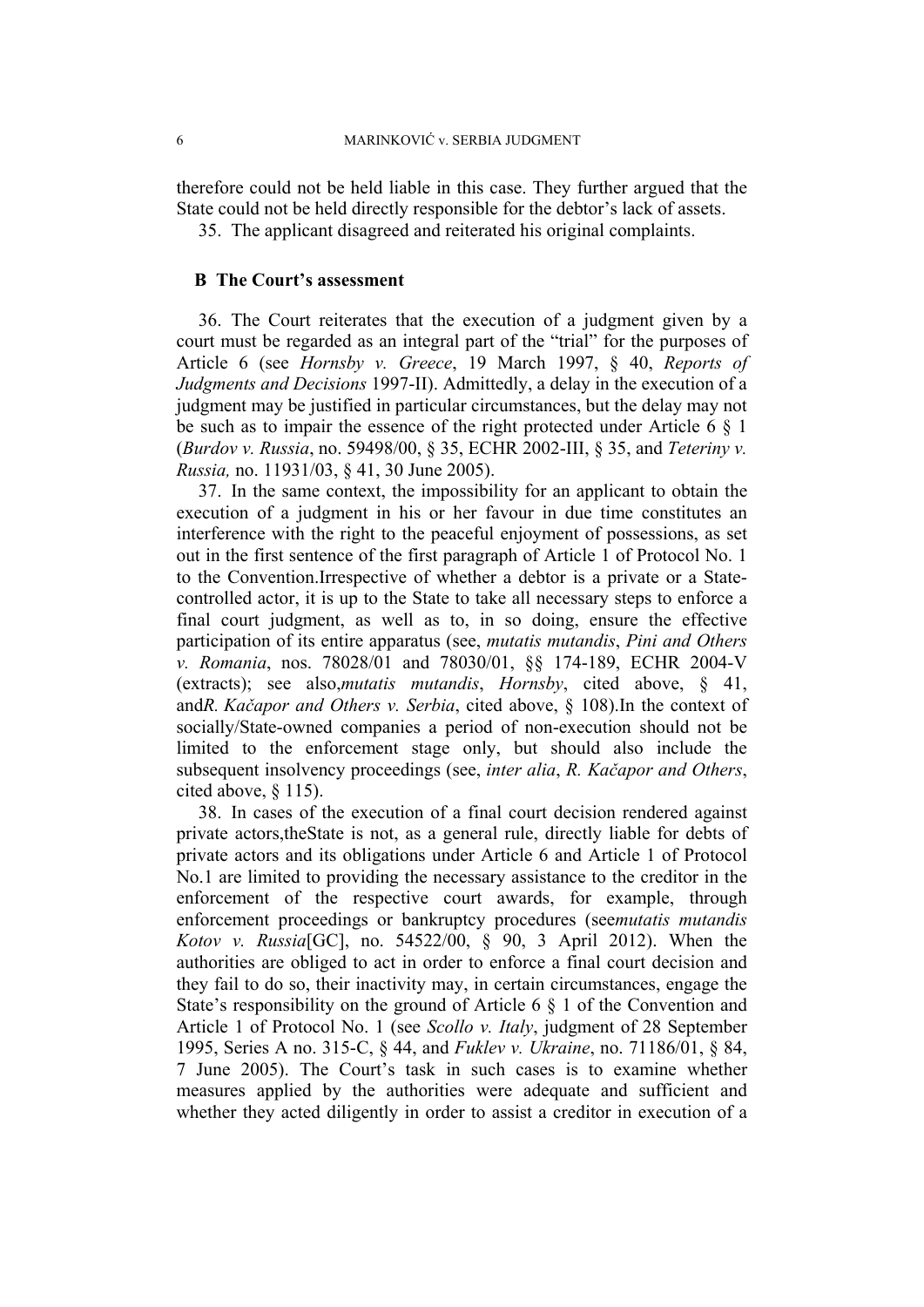therefore could not be held liable in this case. They further argued that the State could not be held directly responsible for the debtor's lack of assets.

35. The applicant disagreed and reiterated his original complaints.

### B The Court's assessment

36. The Court reiterates that the execution of a judgment given by a court must be regarded as an integral part of the "trial" for the purposes of Article 6 (see *Hornsby v. Greece*, 19 March 1997, § 40, *Reports of Judgments and Decisions* 1997-II). Admittedly, a delay in the execution of a judgment may be justified in particular circumstances, but the delay may not be such as to impair the essence of the right protected under Article 6 § 1 (*Burdov v. Russia*, no. 59498/00, § 35, ECHR 2002-III, § 35, and *Teteriny v. Russia,* no. 11931/03, § 41, 30 June 2005).

37. In the same context, the impossibility for an applicant to obtain the execution of a judgment in his or her favour in due time constitutes an interference with the right to the peaceful enjoyment of possessions, as set out in the first sentence of the first paragraph of Article 1 of Protocol No. 1 to the Convention.Irrespective of whether a debtor is a private or a State-controlled actor, it is up to the State to take all necessary steps to enforce a final court judgment, as well as to, in so doing, ensure the effective participation of its entire apparatus (see, *mutatis mutandis*, *Pini and Others v. Romania*, nos. 78028/01 and 78030/01, §§ 174-189, ECHR 2004-V (extracts); see also,*mutatis mutandis*, *Hornsby*, cited above, § 41, and*R. Kačapor and Others v. Serbia*, cited above, § 108).In the context of socially/State-owned companies a period of non-execution should not be limited to the enforcement stage only, but should also include the subsequent insolvency proceedings (see, *inter alia*, *R. Kačapor and Others*, cited above, § 115).

38. In cases of the execution of a final court decision rendered against private actors,theState is not, as a general rule, directly liable for debts of private actors and its obligations under Article 6 and Article 1 of Protocol No.1 are limited to providing the necessary assistance to the creditor in the enforcement of the respective court awards, for example, through enforcement proceedings or bankruptcy procedures (see*mutatis mutandis Kotov v. Russia*[GC], no. 54522/00, § 90, 3 April 2012). When the authorities are obliged to act in order to enforce a final court decision and they fail to do so, their inactivity may, in certain circumstances, engage the State's responsibility on the ground of Article 6 § 1 of the Convention and Article 1 of Protocol No. 1 (see *Scollo v. Italy*, judgment of 28 September 1995, Series A no. 315-C, § 44, and *Fuklev v. Ukraine*, no. 71186/01, § 84, 7 June 2005). The Court's task in such cases is to examine whether measures applied by the authorities were adequate and sufficient and whether they acted diligently in order to assist a creditor in execution of a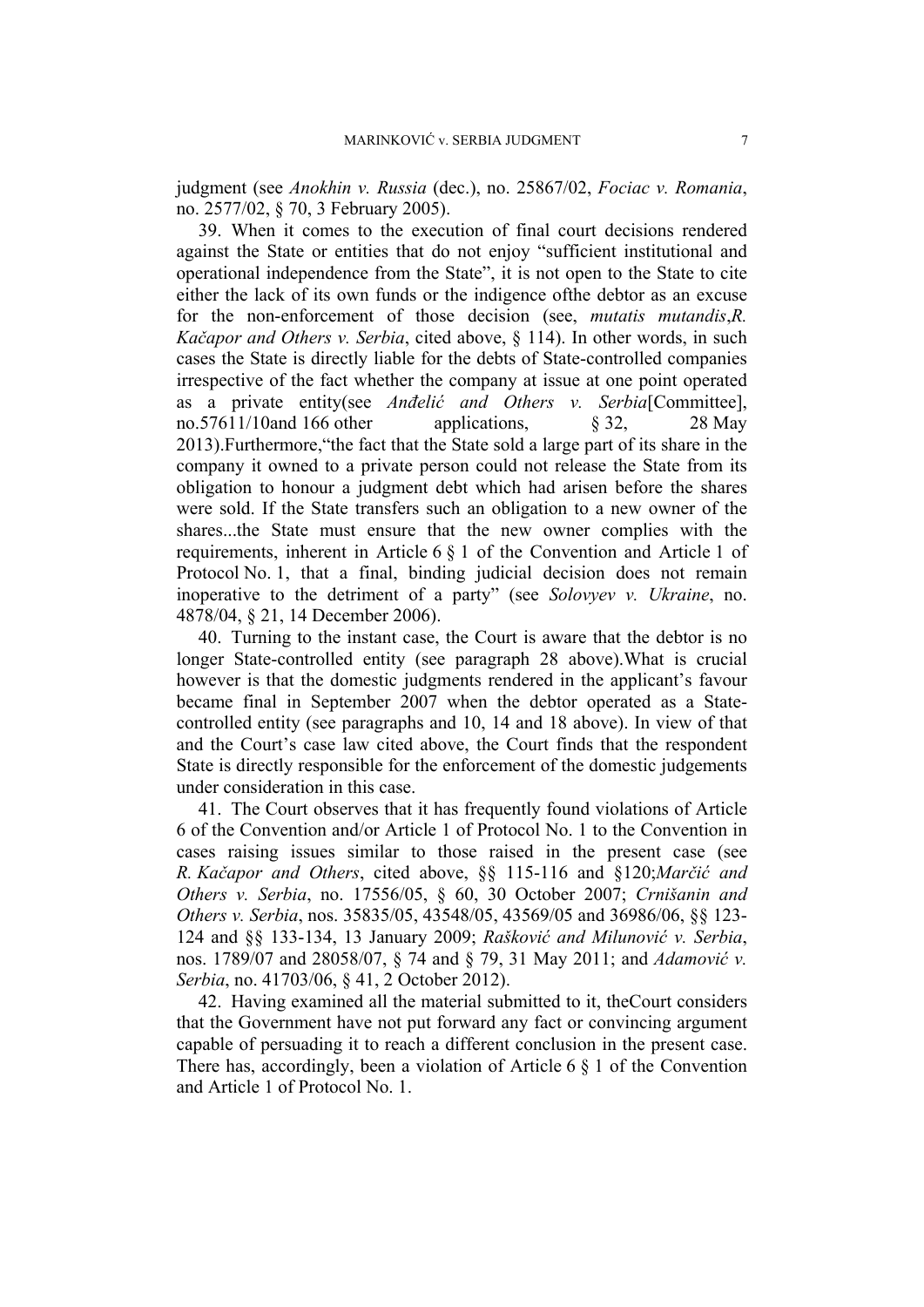judgment (see *Anokhin v. Russia* (dec.), no. 25867/02, *Fociac v. Romania*, no. 2577/02, § 70, 3 February 2005).

39. When it comes to the execution of final court decisions rendered against the State or entities that do not enjoy "sufficient institutional and operational independence from the State", it is not open to the State to cite either the lack of its own funds or the indigence ofthe debtor as an excuse for the non-enforcement of those decision (see, *mutatis mutandis*,*R. Kačapor and Others v. Serbia*, cited above, § 114). In other words, in such cases the State is directly liable for the debts of State-controlled companies irrespective of the fact whether the company at issue at one point operated as a private entity(see *Anđelić and Others v. Serbia*[Committee], no.57611/10and 166 other applications, § 32, 28 May 2013).Furthermore,"the fact that the State sold a large part of its share in the company it owned to a private person could not release the State from its obligation to honour a judgment debt which had arisen before the shares were sold. If the State transfers such an obligation to a new owner of the shares...the State must ensure that the new owner complies with the requirements, inherent in Article 6 § 1 of the Convention and Article 1 of Protocol No. 1, that a final, binding judicial decision does not remain inoperative to the detriment of a party" (see *Solovyev v. Ukraine*, no. 4878/04, § 21, 14 December 2006).

40. Turning to the instant case, the Court is aware that the debtor is no longer State-controlled entity (see paragraph 28 above).What is crucial however is that the domestic judgments rendered in the applicant's favour became final in September 2007 when the debtor operated as a State-controlled entity (see paragraphs and 10, 14 and 18 above). In view of that and the Court's case law cited above, the Court finds that the respondent State is directly responsible for the enforcement of the domestic judgements under consideration in this case.

41. The Court observes that it has frequently found violations of Article 6 of the Convention and/or Article 1 of Protocol No. 1 to the Convention in cases raising issues similar to those raised in the present case (see *R. Kačapor and Others*, cited above, §§ 115-116 and §120;*Marčić and Others v. Serbia*, no. 17556/05, § 60, 30 October 2007; *Crnišanin and Others v. Serbia*, nos. 35835/05, 43548/05, 43569/05 and 36986/06, §§ 123-124 and §§ 133-134, 13 January 2009; *Rašković and Milunović v. Serbia*, nos. 1789/07 and 28058/07, § 74 and § 79, 31 May 2011; and *Adamović v. Serbia*, no. 41703/06, § 41, 2 October 2012).

42. Having examined all the material submitted to it, theCourt considers that the Government have not put forward any fact or convincing argument capable of persuading it to reach a different conclusion in the present case. There has, accordingly, been a violation of Article 6 § 1 of the Convention and Article 1 of Protocol No. 1.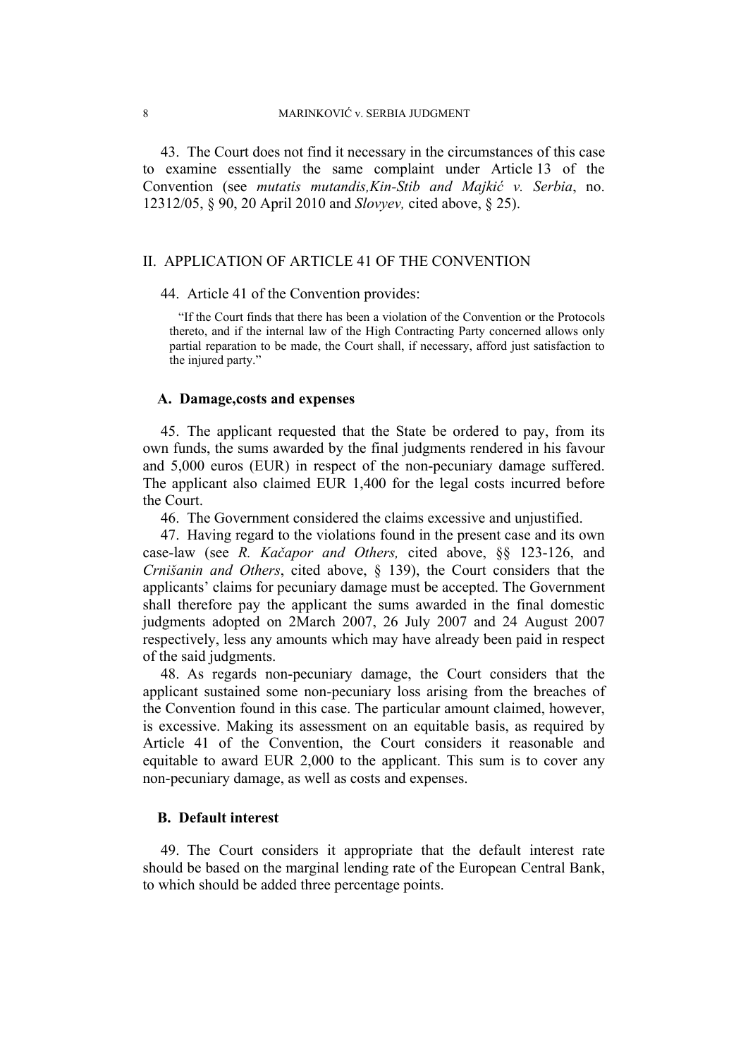43. The Court does not find it necessary in the circumstances of this case to examine essentially the same complaint under Article 13 of the Convention (see *mutatis mutandis,Kin-Stib and Majkić v. Serbia*, no. 12312/05, § 90, 20 April 2010 and *Slovyev,* cited above, § 25).

## II. APPLICATION OF ARTICLE 41 OF THE CONVENTION

44. Article 41 of the Convention provides:

> "If the Court finds that there has been a violation of the Convention or the Protocols thereto, and if the internal law of the High Contracting Party concerned allows only partial reparation to be made, the Court shall, if necessary, afford just satisfaction to the injured party."

### A. Damage,costs and expenses

45. The applicant requested that the State be ordered to pay, from its own funds, the sums awarded by the final judgments rendered in his favour and 5,000 euros (EUR) in respect of the non-pecuniary damage suffered. The applicant also claimed EUR 1,400 for the legal costs incurred before the Court.

46. The Government considered the claims excessive and unjustified.

47. Having regard to the violations found in the present case and its own case-law (see *R. Kačapor and Others,* cited above, §§ 123-126, and *Crnišanin and Others*, cited above, § 139), the Court considers that the applicants' claims for pecuniary damage must be accepted. The Government shall therefore pay the applicant the sums awarded in the final domestic judgments adopted on 2March 2007, 26 July 2007 and 24 August 2007 respectively, less any amounts which may have already been paid in respect of the said judgments.

48. As regards non-pecuniary damage, the Court considers that the applicant sustained some non-pecuniary loss arising from the breaches of the Convention found in this case. The particular amount claimed, however, is excessive. Making its assessment on an equitable basis, as required by Article 41 of the Convention, the Court considers it reasonable and equitable to award EUR 2,000 to the applicant. This sum is to cover any non-pecuniary damage, as well as costs and expenses.

### B. Default interest

49. The Court considers it appropriate that the default interest rate should be based on the marginal lending rate of the European Central Bank, to which should be added three percentage points.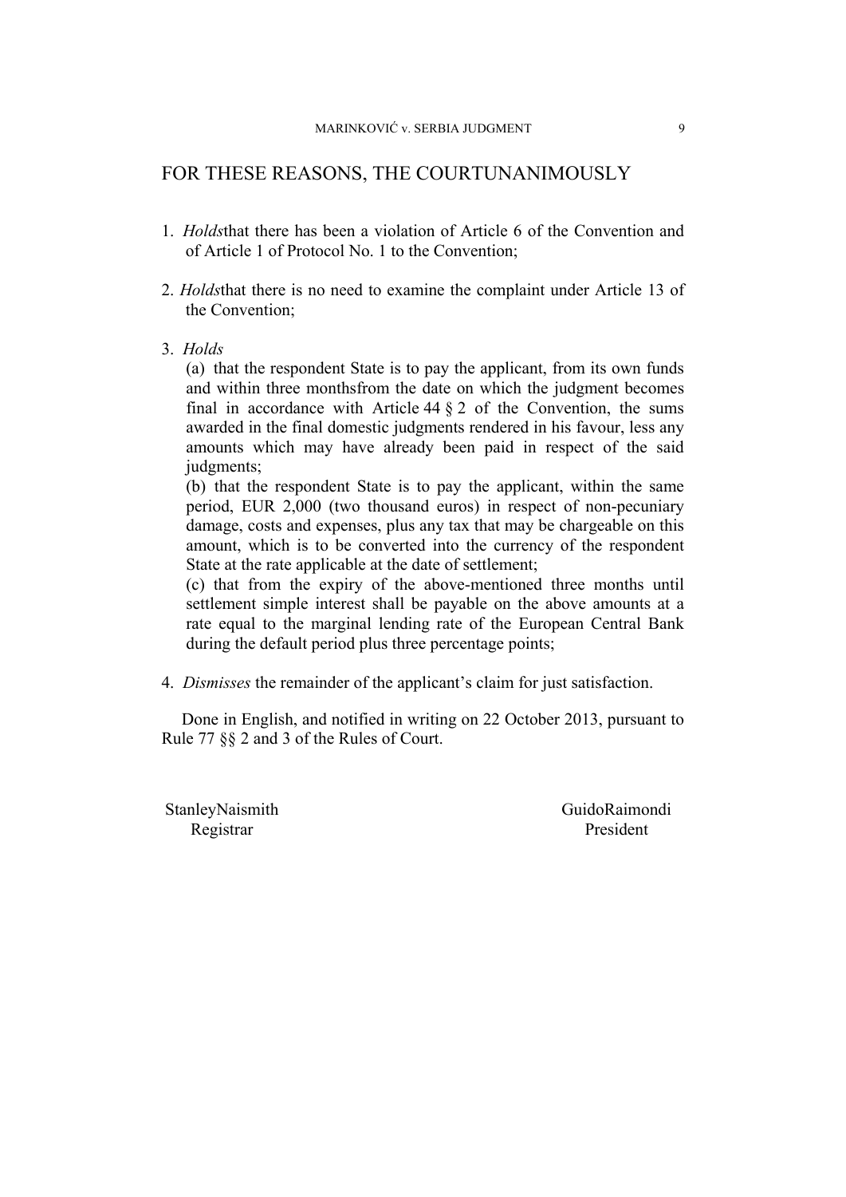## FOR THESE REASONS, THE COURTUNANIMOUSLY

1. *Holds*that there has been a violation of Article 6 of the Convention and of Article 1 of Protocol No. 1 to the Convention;

2. *Holds*that there is no need to examine the complaint under Article 13 of the Convention;

3. *Holds*

   (a) that the respondent State is to pay the applicant, from its own funds and within three monthsfrom the date on which the judgment becomes final in accordance with Article 44 § 2 of the Convention, the sums awarded in the final domestic judgments rendered in his favour, less any amounts which may have already been paid in respect of the said judgments;

   (b) that the respondent State is to pay the applicant, within the same period, EUR 2,000 (two thousand euros) in respect of non-pecuniary damage, costs and expenses, plus any tax that may be chargeable on this amount, which is to be converted into the currency of the respondent State at the rate applicable at the date of settlement;

   (c) that from the expiry of the above-mentioned three months until settlement simple interest shall be payable on the above amounts at a rate equal to the marginal lending rate of the European Central Bank during the default period plus three percentage points;

4. *Dismisses* the remainder of the applicant's claim for just satisfaction.

Done in English, and notified in writing on 22 October 2013, pursuant to Rule 77 §§ 2 and 3 of the Rules of Court.

StanleyNaismith
Registrar

GuidoRaimondi
President